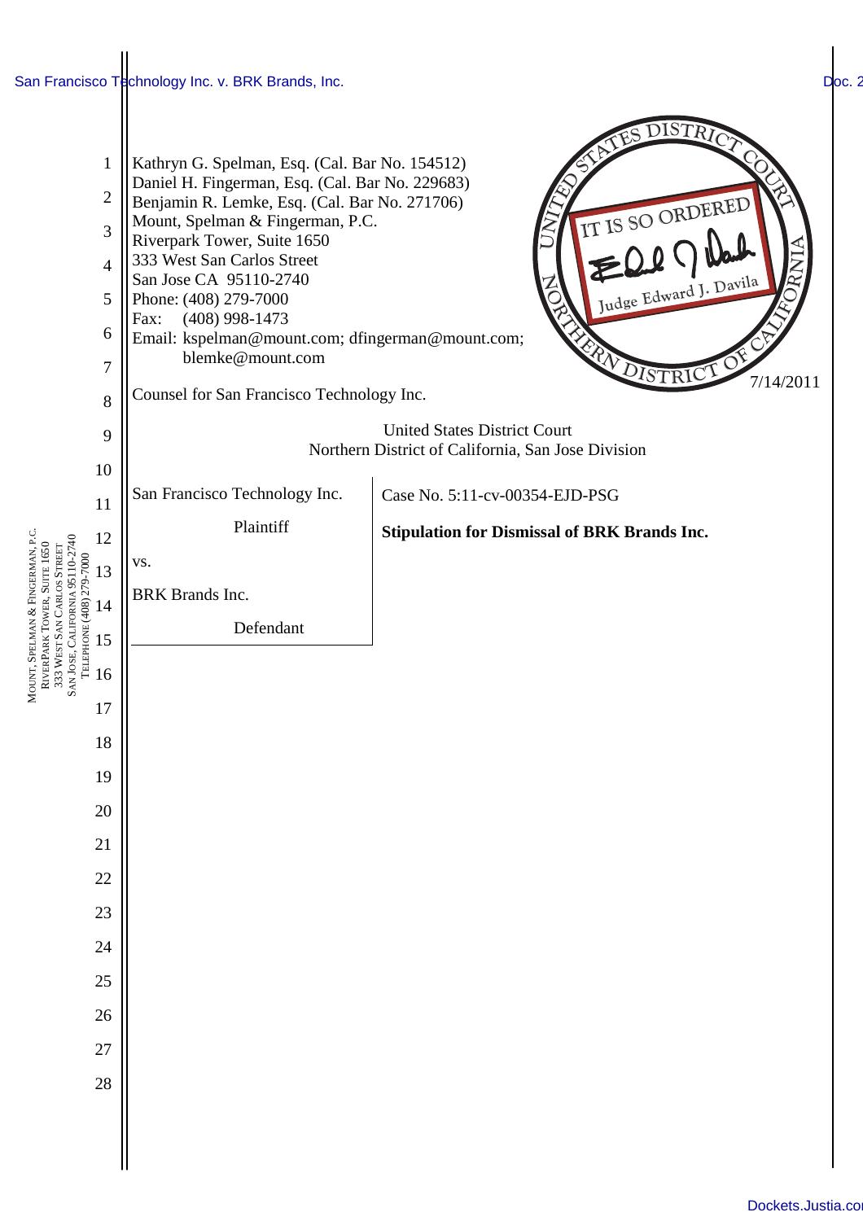Kathryn G. Spelman, Esq. (Cal. Bar No. 154512)
Daniel H. Fingerman, Esq. (Cal. Bar No. 229683)
Benjamin R. Lemke, Esq. (Cal. Bar No. 271706)
Mount, Spelman & Fingerman, P.C.
Riverpark Tower, Suite 1650
333 West San Carlos Street
San Jose CA 95110-2740
Phone: (408) 279-7000
Fax: (408) 998-1473
Email: kspelman@mount.com; dfingerman@mount.com; blemke@mount.com

Counsel for San Francisco Technology Inc.

UNITED STATES DISTRICT COURT NORTHERN DISTRICT OF CALIFORNIA — IT IS SO ORDERED — Judge Edward J. Davila

7/14/2011

United States District Court
Northern District of California, San Jose Division

| | |
|---|---|
| San Francisco Technology Inc.<br><br>Plaintiff<br><br>vs.<br><br>BRK Brands Inc.<br><br>Defendant | Case No. 5:11-cv-00354-EJD-PSG<br><br>**Stipulation for Dismissal of BRK Brands Inc.** |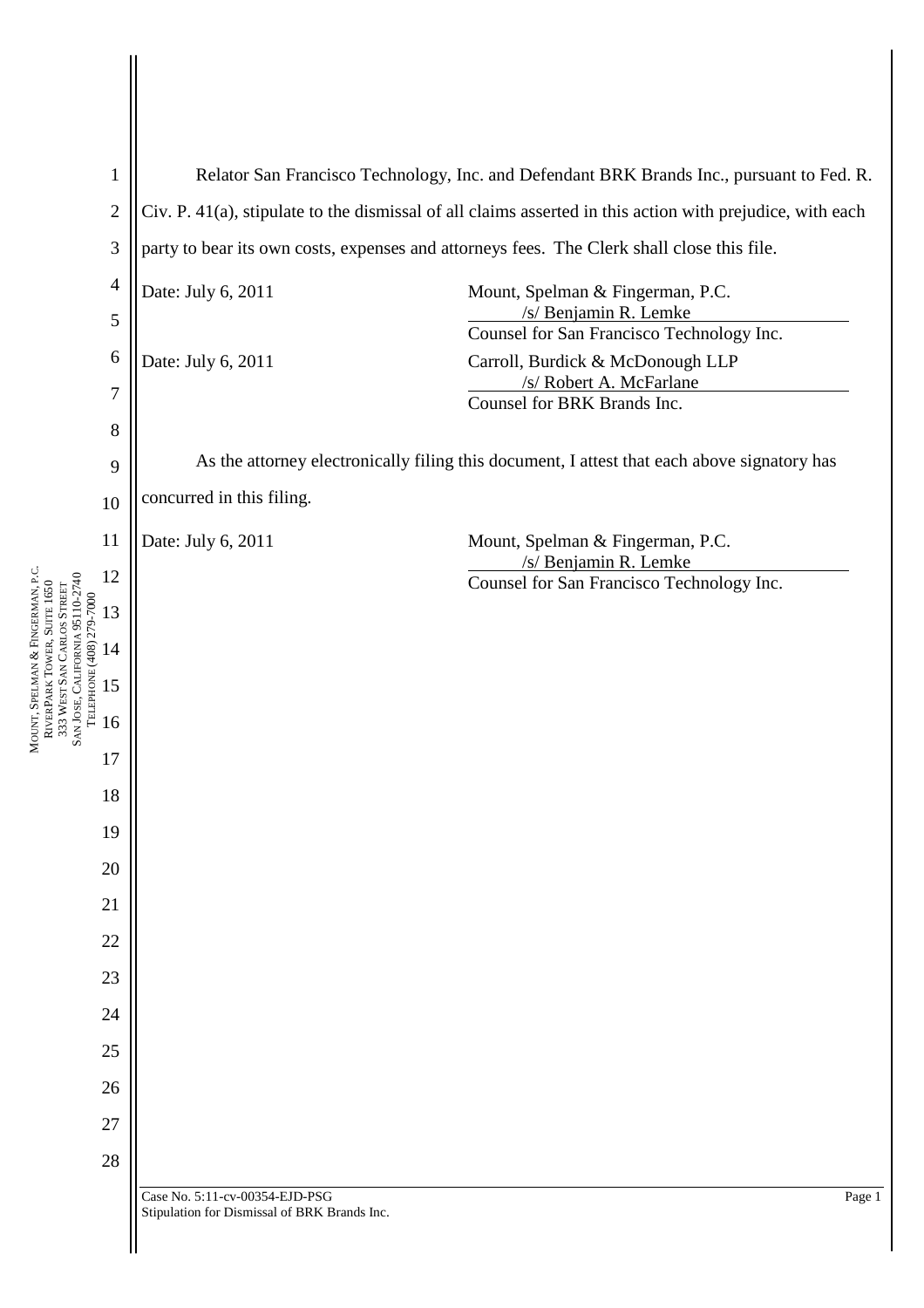Relator San Francisco Technology, Inc. and Defendant BRK Brands Inc., pursuant to Fed. R. Civ. P. 41(a), stipulate to the dismissal of all claims asserted in this action with prejudice, with each party to bear its own costs, expenses and attorneys fees. The Clerk shall close this file.

| | |
|---|---|
| Date: July 6, 2011 | Mount, Spelman & Fingerman, P.C.<br>/s/ Benjamin R. Lemke<br>Counsel for San Francisco Technology Inc. |
| Date: July 6, 2011 | Carroll, Burdick & McDonough LLP<br>/s/ Robert A. McFarlane<br>Counsel for BRK Brands Inc. |

As the attorney electronically filing this document, I attest that each above signatory has concurred in this filing.

| | |
|---|---|
| Date: July 6, 2011 | Mount, Spelman & Fingerman, P.C.<br>/s/ Benjamin R. Lemke<br>Counsel for San Francisco Technology Inc. |

Case No. 5:11-cv-00354-EJD-PSG
Stipulation for Dismissal of BRK Brands Inc.